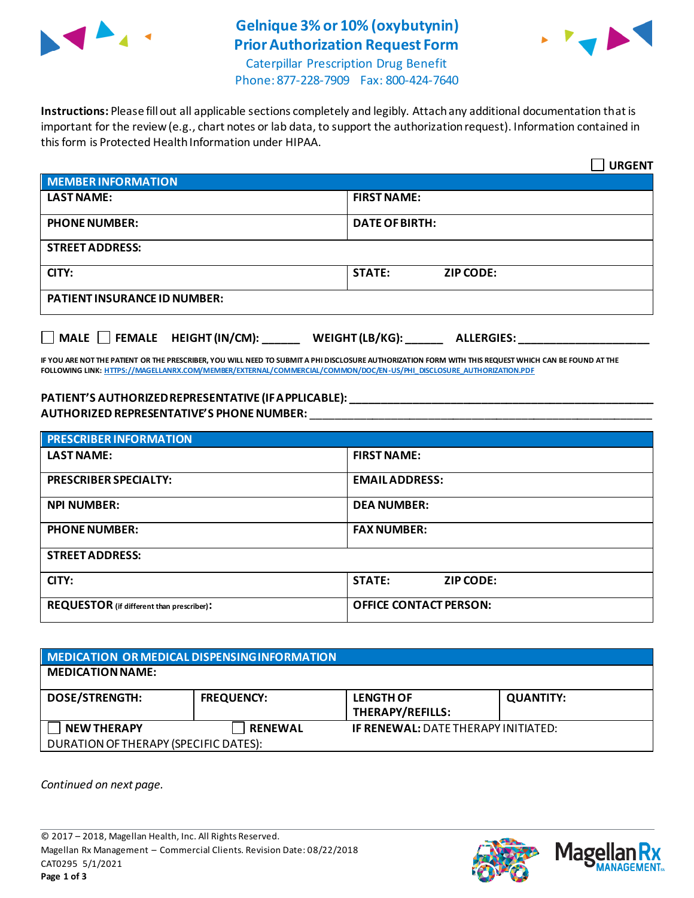# Gelnique 3% or 10% (oxybutynin) Prior Authorization Request Form

Caterpillar Prescription Drug Benefit
Phone: 877-228-7909 Fax: 800-424-7640

**Instructions:** Please fill out all applicable sections completely and legibly. Attach any additional documentation that is important for the review (e.g., chart notes or lab data, to support the authorization request). Information contained in this form is Protected Health Information under HIPAA.

☐ **URGENT**

| MEMBER INFORMATION | |
|---|---|
| **LAST NAME:** | **FIRST NAME:** |
| **PHONE NUMBER:** | **DATE OF BIRTH:** |
| **STREET ADDRESS:** | |
| **CITY:** | **STATE:** **ZIP CODE:** |
| **PATIENT INSURANCE ID NUMBER:** | |

☐ **MALE** ☐ **FEMALE** **HEIGHT (IN/CM):** ______ **WEIGHT (LB/KG):** ______ **ALLERGIES:** ____________________

**IF YOU ARE NOT THE PATIENT OR THE PRESCRIBER, YOU WILL NEED TO SUBMIT A PHI DISCLOSURE AUTHORIZATION FORM WITH THIS REQUEST WHICH CAN BE FOUND AT THE FOLLOWING LINK:** HTTPS://MAGELLANRX.COM/MEMBER/EXTERNAL/COMMERCIAL/COMMON/DOC/EN-US/PHI_DISCLOSURE_AUTHORIZATION.PDF

**PATIENT'S AUTHORIZED REPRESENTATIVE (IF APPLICABLE):** ____________________________________________

**AUTHORIZED REPRESENTATIVE'S PHONE NUMBER:** ____________________________________________

| PRESCRIBER INFORMATION | |
|---|---|
| **LAST NAME:** | **FIRST NAME:** |
| **PRESCRIBER SPECIALTY:** | **EMAIL ADDRESS:** |
| **NPI NUMBER:** | **DEA NUMBER:** |
| **PHONE NUMBER:** | **FAX NUMBER:** |
| **STREET ADDRESS:** | |
| **CITY:** | **STATE:** **ZIP CODE:** |
| **REQUESTOR** (if different than prescriber)**:** | **OFFICE CONTACT PERSON:** |

| MEDICATION OR MEDICAL DISPENSING INFORMATION | | | |
|---|---|---|---|
| **MEDICATION NAME:** | | | |
| **DOSE/STRENGTH:** | **FREQUENCY:** | **LENGTH OF THERAPY/REFILLS:** | **QUANTITY:** |
| ☐ **NEW THERAPY** | ☐ **RENEWAL** | **IF RENEWAL:** DATE THERAPY INITIATED: | |
| DURATION OF THERAPY (SPECIFIC DATES): | | | |

*Continued on next page.*

© 2017 – 2018, Magellan Health, Inc. All Rights Reserved.
Magellan Rx Management – Commercial Clients. Revision Date: 08/22/2018
CAT0295 5/1/2021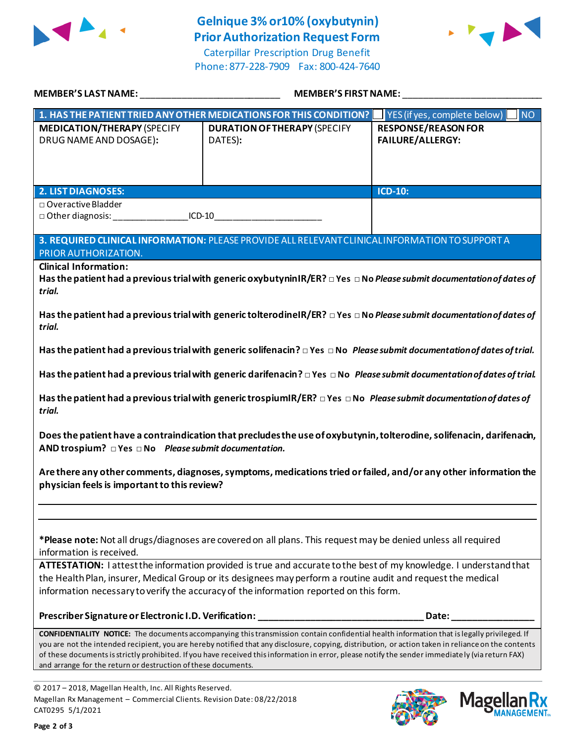# Gelnique 3% or10% (oxybutynin) Prior Authorization Request Form

Caterpillar Prescription Drug Benefit
Phone: 877-228-7909 Fax: 800-424-7640

**MEMBER'S LAST NAME:** ___________________________ **MEMBER'S FIRST NAME:** ___________________________

| **1. HAS THE PATIENT TRIED ANY OTHER MEDICATIONS FOR THIS CONDITION?** | | ☐ YES (if yes, complete below) ☐ NO |
|---|---|---|
| **MEDICATION/THERAPY** (SPECIFY DRUG NAME AND DOSAGE): | **DURATION OF THERAPY** (SPECIFY DATES): | **RESPONSE/REASON FOR FAILURE/ALLERGY:** |
| | | |

| **2. LIST DIAGNOSES:** | **ICD-10:** |
|---|---|
| □ Overactive Bladder<br>□ Other diagnosis: _______________ICD-10______________________ | |

**3. REQUIRED CLINICAL INFORMATION:** PLEASE PROVIDE ALL RELEVANT CLINICAL INFORMATION TO SUPPORT A PRIOR AUTHORIZATION.

**Clinical Information:**

**Has the patient had a previous trial with generic oxybutynin IR/ER?** □ **Yes** □ **No** ***Please submit documentation of dates of trial.***

**Has the patient had a previous trial with generic tolterodine IR/ER?** □ **Yes** □ **No** ***Please submit documentation of dates of trial.***

**Has the patient had a previous trial with generic solifenacin?** □ **Yes** □ **No** ***Please submit documentation of dates of trial.***

**Has the patient had a previous trial with generic darifenacin?** □ **Yes** □ **No** ***Please submit documentation of dates of trial.***

**Has the patient had a previous trial with generic trospium IR/ER?** □ **Yes** □ **No** ***Please submit documentation of dates of trial.***

**Does the patient have a contraindication that precludes the use of oxybutynin, tolterodine, solifenacin, darifenacin, AND trospium?** □ **Yes** □ **No** ***Please submit documentation.***

**Are there any other comments, diagnoses, symptoms, medications tried or failed, and/or any other information the physician feels is important to this review?**

_______________________________________________________________________________

_______________________________________________________________________________

***Please note:** Not all drugs/diagnoses are covered on all plans. This request may be denied unless all required information is received.

**ATTESTATION:** I attest the information provided is true and accurate to the best of my knowledge. I understand that the Health Plan, insurer, Medical Group or its designees may perform a routine audit and request the medical information necessary to verify the accuracy of the information reported on this form.

**Prescriber Signature or Electronic I.D. Verification:** ________________________________ **Date:** ________________

**CONFIDENTIALITY NOTICE:** The documents accompanying this transmission contain confidential health information that is legally privileged. If you are not the intended recipient, you are hereby notified that any disclosure, copying, distribution, or action taken in reliance on the contents of these documents is strictly prohibited. If you have received this information in error, please notify the sender immediately (via return FAX) and arrange for the return or destruction of these documents.

© 2017 – 2018, Magellan Health, Inc. All Rights Reserved.
Magellan Rx Management – Commercial Clients. Revision Date: 08/22/2018
CAT0295 5/1/2021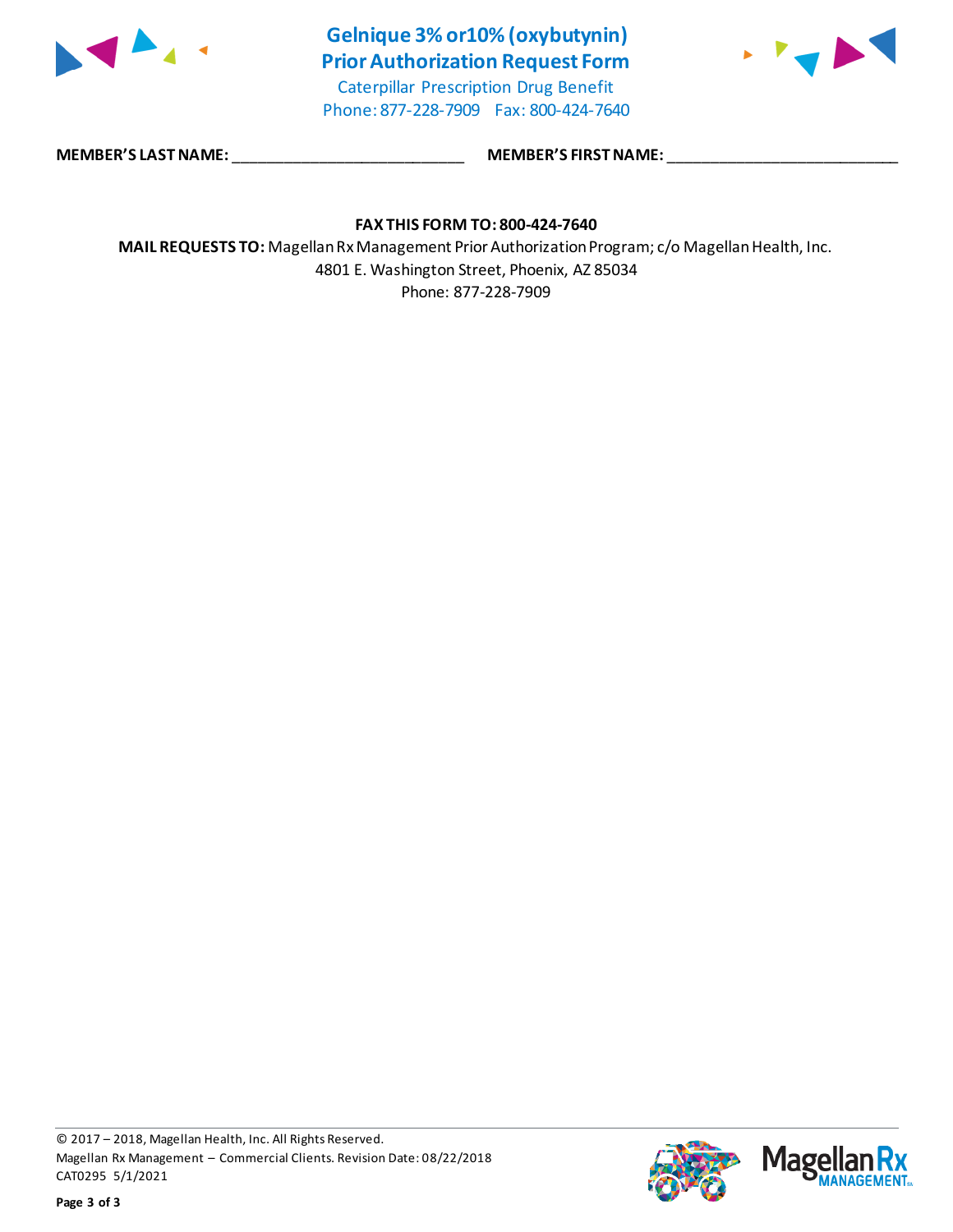# Gelnique 3% or10% (oxybutynin) Prior Authorization Request Form

Caterpillar Prescription Drug Benefit
Phone: 877-228-7909 Fax: 800-424-7640

**MEMBER'S LAST NAME:** ___________________________ **MEMBER'S FIRST NAME:** ___________________________

**FAX THIS FORM TO: 800-424-7640**

**MAIL REQUESTS TO:** Magellan Rx Management Prior Authorization Program; c/o Magellan Health, Inc.
4801 E. Washington Street, Phoenix, AZ 85034
Phone: 877-228-7909

© 2017 – 2018, Magellan Health, Inc. All Rights Reserved.
Magellan Rx Management – Commercial Clients. Revision Date: 08/22/2018
CAT0295 5/1/2021